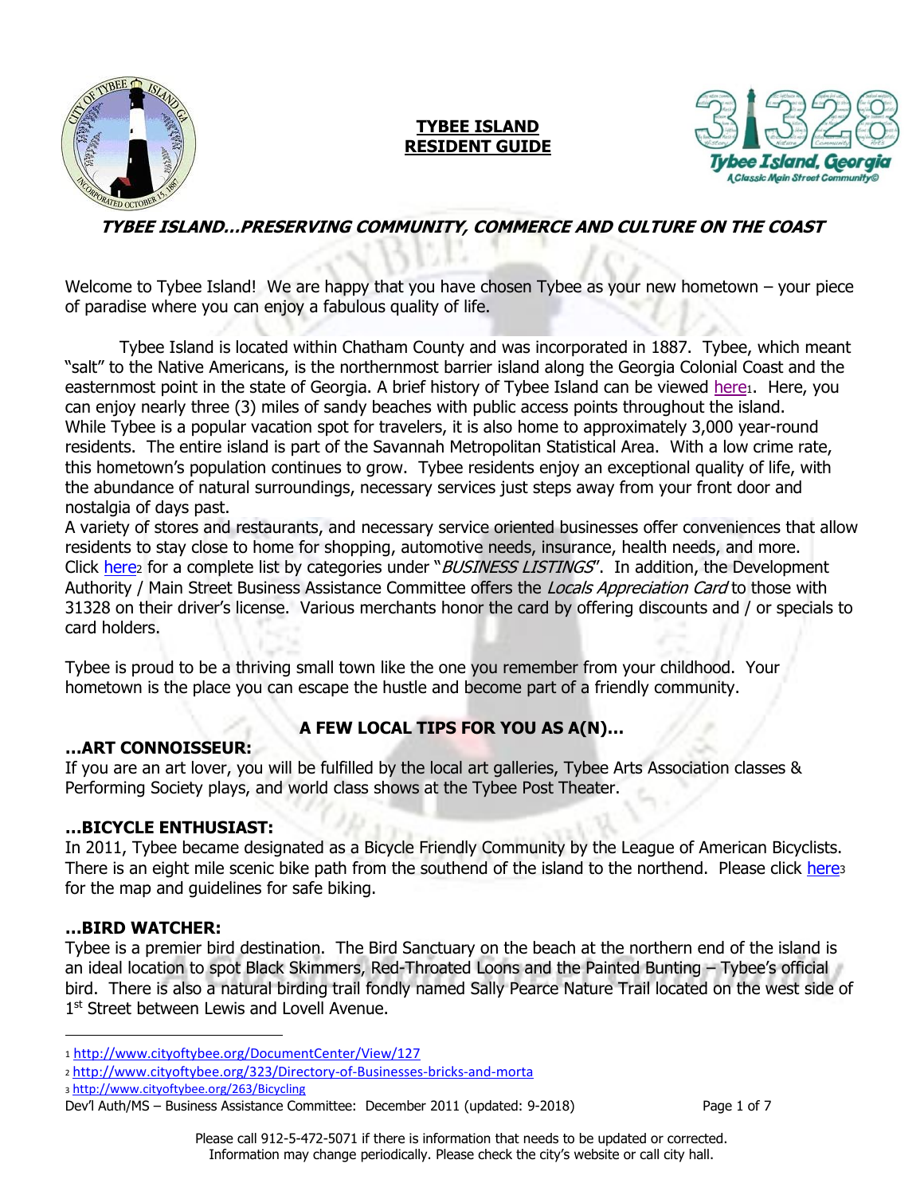# TYBEE ISLAND RESIDENT GUIDE

***TYBEE ISLAND…PRESERVING COMMUNITY, COMMERCE AND CULTURE ON THE COAST***

Welcome to Tybee Island! We are happy that you have chosen Tybee as your new hometown – your piece of paradise where you can enjoy a fabulous quality of life.

Tybee Island is located within Chatham County and was incorporated in 1887. Tybee, which meant "salt" to the Native Americans, is the northernmost barrier island along the Georgia Colonial Coast and the easternmost point in the state of Georgia. A brief history of Tybee Island can be viewed here[1]. Here, you can enjoy nearly three (3) miles of sandy beaches with public access points throughout the island. While Tybee is a popular vacation spot for travelers, it is also home to approximately 3,000 year-round residents. The entire island is part of the Savannah Metropolitan Statistical Area. With a low crime rate, this hometown's population continues to grow. Tybee residents enjoy an exceptional quality of life, with the abundance of natural surroundings, necessary services just steps away from your front door and nostalgia of days past.

A variety of stores and restaurants, and necessary service oriented businesses offer conveniences that allow residents to stay close to home for shopping, automotive needs, insurance, health needs, and more. Click here[2] for a complete list by categories under "*BUSINESS LISTINGS*". In addition, the Development Authority / Main Street Business Assistance Committee offers the *Locals Appreciation Card* to those with 31328 on their driver's license. Various merchants honor the card by offering discounts and / or specials to card holders.

Tybee is proud to be a thriving small town like the one you remember from your childhood. Your hometown is the place you can escape the hustle and become part of a friendly community.

## A FEW LOCAL TIPS FOR YOU AS A(N)…

### …ART CONNOISSEUR:

If you are an art lover, you will be fulfilled by the local art galleries, Tybee Arts Association classes & Performing Society plays, and world class shows at the Tybee Post Theater.

### …BICYCLE ENTHUSIAST:

In 2011, Tybee became designated as a Bicycle Friendly Community by the League of American Bicyclists. There is an eight mile scenic bike path from the southend of the island to the northend. Please click here[3] for the map and guidelines for safe biking.

### …BIRD WATCHER:

Tybee is a premier bird destination. The Bird Sanctuary on the beach at the northern end of the island is an ideal location to spot Black Skimmers, Red-Throated Loons and the Painted Bunting – Tybee's official bird. There is also a natural birding trail fondly named Sally Pearce Nature Trail located on the west side of 1st Street between Lewis and Lovell Avenue.

---

[1] http://www.cityoftybee.org/DocumentCenter/View/127

[2] http://www.cityoftybee.org/323/Directory-of-Businesses-bricks-and-morta

[3] http://www.cityoftybee.org/263/Bicycling

Dev'l Auth/MS – Business Assistance Committee: December 2011 (updated: 9-2018)

Please call 912-5-472-5071 if there is information that needs to be updated or corrected.
Information may change periodically. Please check the city's website or call city hall.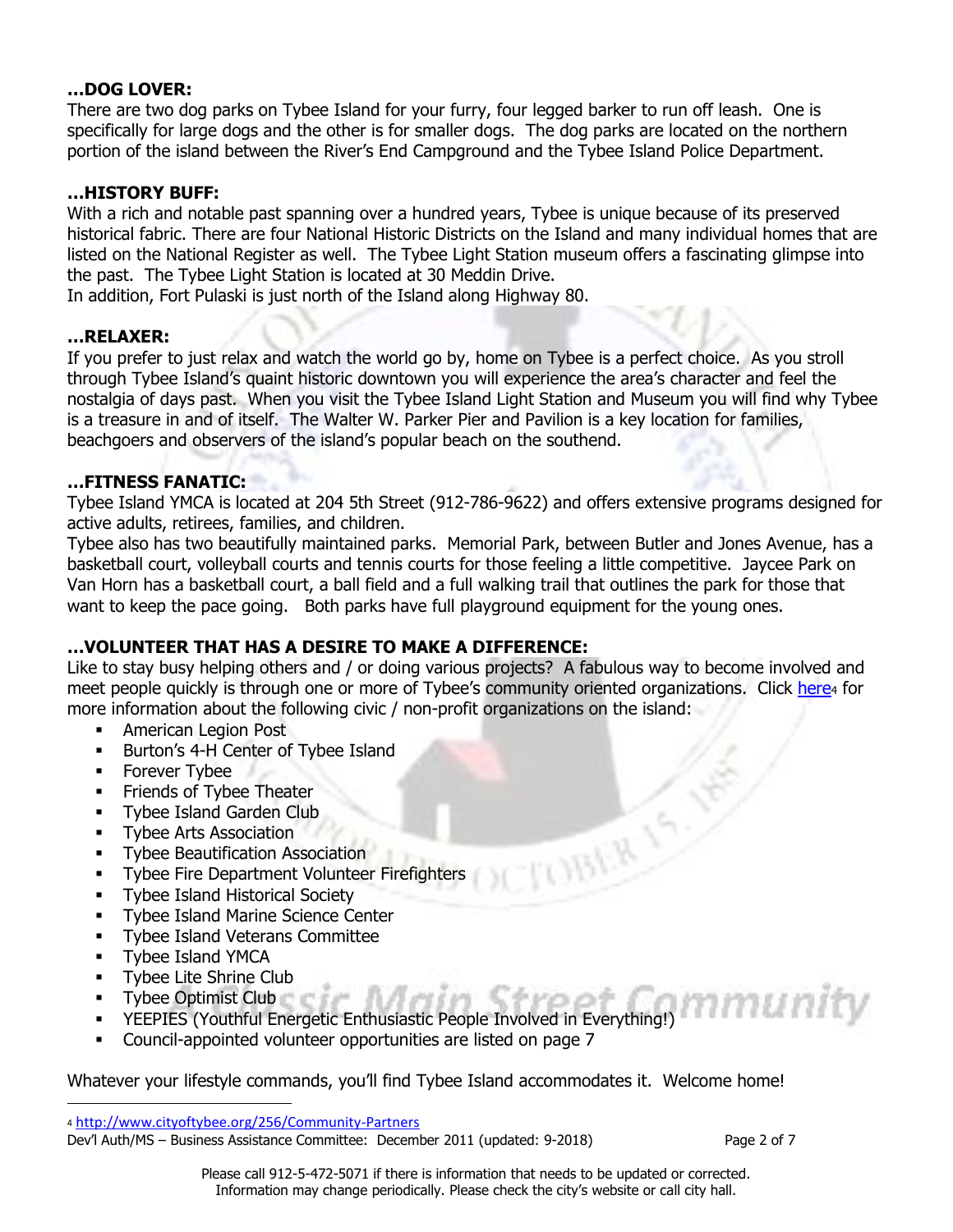### …DOG LOVER:

There are two dog parks on Tybee Island for your furry, four legged barker to run off leash. One is specifically for large dogs and the other is for smaller dogs. The dog parks are located on the northern portion of the island between the River's End Campground and the Tybee Island Police Department.

### …HISTORY BUFF:

With a rich and notable past spanning over a hundred years, Tybee is unique because of its preserved historical fabric. There are four National Historic Districts on the Island and many individual homes that are listed on the National Register as well. The Tybee Light Station museum offers a fascinating glimpse into the past. The Tybee Light Station is located at 30 Meddin Drive.
In addition, Fort Pulaski is just north of the Island along Highway 80.

### …RELAXER:

If you prefer to just relax and watch the world go by, home on Tybee is a perfect choice. As you stroll through Tybee Island's quaint historic downtown you will experience the area's character and feel the nostalgia of days past. When you visit the Tybee Island Light Station and Museum you will find why Tybee is a treasure in and of itself. The Walter W. Parker Pier and Pavilion is a key location for families, beachgoers and observers of the island's popular beach on the southend.

### …FITNESS FANATIC:

Tybee Island YMCA is located at 204 5th Street (912-786-9622) and offers extensive programs designed for active adults, retirees, families, and children.
Tybee also has two beautifully maintained parks. Memorial Park, between Butler and Jones Avenue, has a basketball court, volleyball courts and tennis courts for those feeling a little competitive. Jaycee Park on Van Horn has a basketball court, a ball field and a full walking trail that outlines the park for those that want to keep the pace going. Both parks have full playground equipment for the young ones.

### …VOLUNTEER THAT HAS A DESIRE TO MAKE A DIFFERENCE:

Like to stay busy helping others and / or doing various projects? A fabulous way to become involved and meet people quickly is through one or more of Tybee's community oriented organizations. Click here[4] for more information about the following civic / non-profit organizations on the island:

- American Legion Post
- Burton's 4-H Center of Tybee Island
- Forever Tybee
- Friends of Tybee Theater
- Tybee Island Garden Club
- Tybee Arts Association
- Tybee Beautification Association
- Tybee Fire Department Volunteer Firefighters
- Tybee Island Historical Society
- Tybee Island Marine Science Center
- Tybee Island Veterans Committee
- Tybee Island YMCA
- Tybee Lite Shrine Club
- Tybee Optimist Club
- YEEPIES (Youthful Energetic Enthusiastic People Involved in Everything!)
- Council-appointed volunteer opportunities are listed on page 7

Whatever your lifestyle commands, you'll find Tybee Island accommodates it. Welcome home!

[4] http://www.cityoftybee.org/256/Community-Partners

Dev'l Auth/MS – Business Assistance Committee: December 2011 (updated: 9-2018)

Please call 912-5-472-5071 if there is information that needs to be updated or corrected.
Information may change periodically. Please check the city's website or call city hall.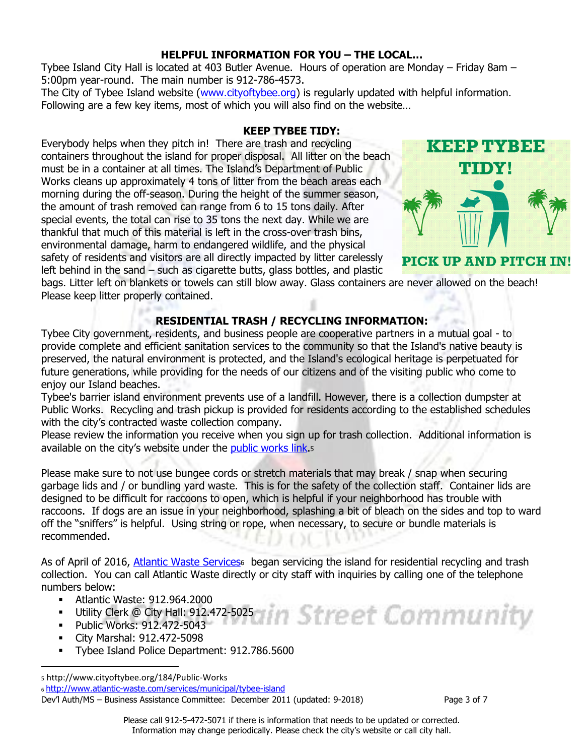## HELPFUL INFORMATION FOR YOU – THE LOCAL…

Tybee Island City Hall is located at 403 Butler Avenue. Hours of operation are Monday – Friday 8am – 5:00pm year-round. The main number is 912-786-4573.
The City of Tybee Island website ([www.cityoftybee.org](www.cityoftybee.org)) is regularly updated with helpful information. Following are a few key items, most of which you will also find on the website…

### KEEP TYBEE TIDY:

Everybody helps when they pitch in! There are trash and recycling containers throughout the island for proper disposal. All litter on the beach must be in a container at all times. The Island's Department of Public Works cleans up approximately 4 tons of litter from the beach areas each morning during the off-season. During the height of the summer season, the amount of trash removed can range from 6 to 15 tons daily. After special events, the total can rise to 35 tons the next day. While we are thankful that much of this material is left in the cross-over trash bins, environmental damage, harm to endangered wildlife, and the physical safety of residents and visitors are all directly impacted by litter carelessly left behind in the sand – such as cigarette butts, glass bottles, and plastic bags. Litter left on blankets or towels can still blow away. Glass containers are never allowed on the beach! Please keep litter properly contained.

**KEEP TYBEE TIDY!**

**PICK UP AND PITCH IN!**

### RESIDENTIAL TRASH / RECYCLING INFORMATION:

Tybee City government, residents, and business people are cooperative partners in a mutual goal - to provide complete and efficient sanitation services to the community so that the Island's native beauty is preserved, the natural environment is protected, and the Island's ecological heritage is perpetuated for future generations, while providing for the needs of our citizens and of the visiting public who come to enjoy our Island beaches.
Tybee's barrier island environment prevents use of a landfill. However, there is a collection dumpster at Public Works. Recycling and trash pickup is provided for residents according to the established schedules with the city's contracted waste collection company.
Please review the information you receive when you sign up for trash collection. Additional information is available on the city's website under the public works link.[5]

Please make sure to not use bungee cords or stretch materials that may break / snap when securing garbage lids and / or bundling yard waste. This is for the safety of the collection staff. Container lids are designed to be difficult for raccoons to open, which is helpful if your neighborhood has trouble with raccoons. If dogs are an issue in your neighborhood, splashing a bit of bleach on the sides and top to ward off the "sniffers" is helpful. Using string or rope, when necessary, to secure or bundle materials is recommended.

As of April of 2016, Atlantic Waste Services[6] began servicing the island for residential recycling and trash collection. You can call Atlantic Waste directly or city staff with inquiries by calling one of the telephone numbers below:

- Atlantic Waste: 912.964.2000
- Utility Clerk @ City Hall: 912.472-5025
- Public Works: 912.472-5043
- City Marshal: 912.472-5098
- Tybee Island Police Department: 912.786.5600

[5] http://www.cityoftybee.org/184/Public-Works
[6] http://www.atlantic-waste.com/services/municipal/tybee-island

Dev'l Auth/MS – Business Assistance Committee: December 2011 (updated: 9-2018)

Please call 912-5-472-5071 if there is information that needs to be updated or corrected.
Information may change periodically. Please check the city's website or call city hall.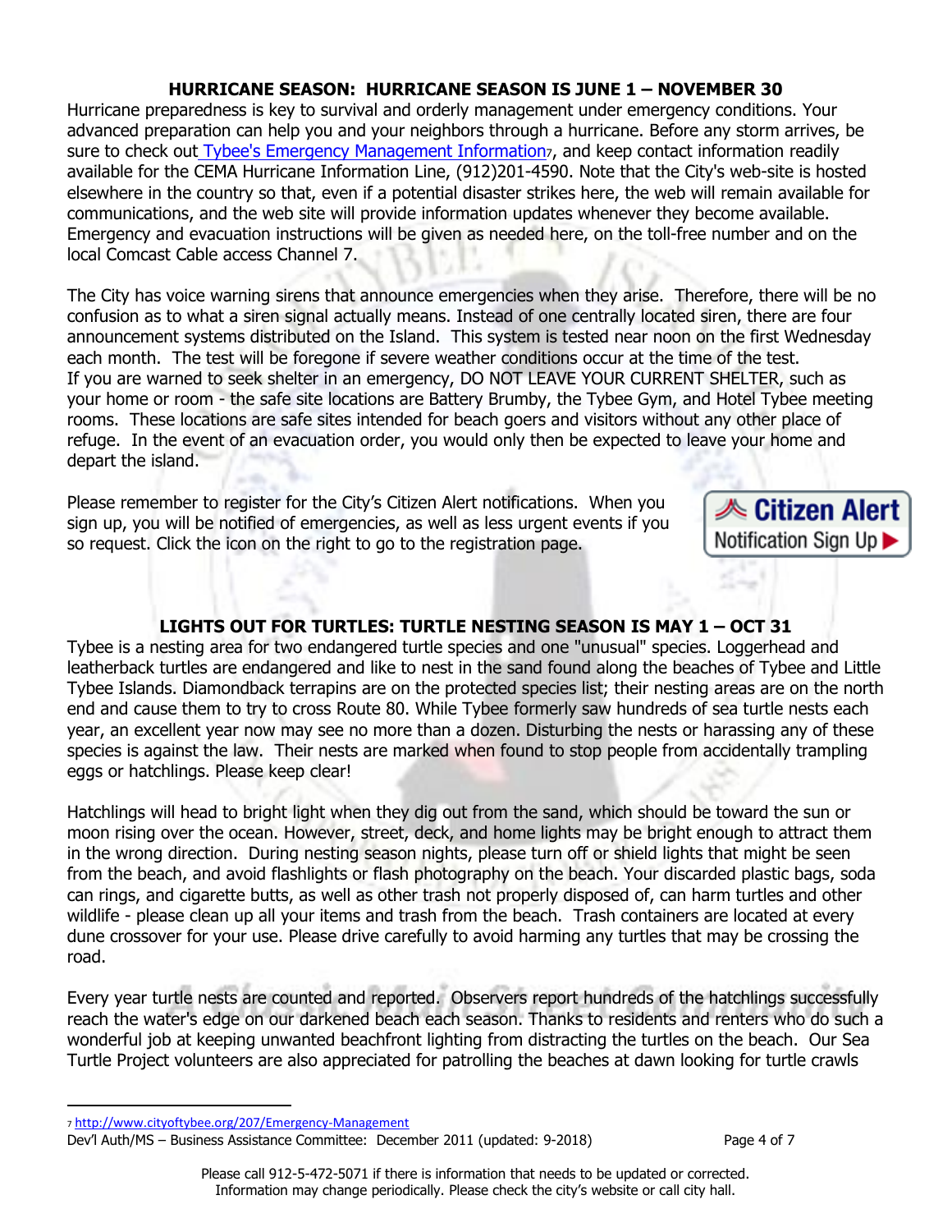## HURRICANE SEASON: HURRICANE SEASON IS JUNE 1 – NOVEMBER 30

Hurricane preparedness is key to survival and orderly management under emergency conditions. Your advanced preparation can help you and your neighbors through a hurricane. Before any storm arrives, be sure to check out Tybee's Emergency Management Information[7], and keep contact information readily available for the CEMA Hurricane Information Line, (912)201-4590. Note that the City's web-site is hosted elsewhere in the country so that, even if a potential disaster strikes here, the web will remain available for communications, and the web site will provide information updates whenever they become available. Emergency and evacuation instructions will be given as needed here, on the toll-free number and on the local Comcast Cable access Channel 7.

The City has voice warning sirens that announce emergencies when they arise. Therefore, there will be no confusion as to what a siren signal actually means. Instead of one centrally located siren, there are four announcement systems distributed on the Island. This system is tested near noon on the first Wednesday each month. The test will be foregone if severe weather conditions occur at the time of the test. If you are warned to seek shelter in an emergency, DO NOT LEAVE YOUR CURRENT SHELTER, such as your home or room - the safe site locations are Battery Brumby, the Tybee Gym, and Hotel Tybee meeting rooms. These locations are safe sites intended for beach goers and visitors without any other place of refuge. In the event of an evacuation order, you would only then be expected to leave your home and depart the island.

Please remember to register for the City's Citizen Alert notifications. When you sign up, you will be notified of emergencies, as well as less urgent events if you so request. Click the icon on the right to go to the registration page.

Citizen Alert Notification Sign Up ▶

## LIGHTS OUT FOR TURTLES: TURTLE NESTING SEASON IS MAY 1 – OCT 31

Tybee is a nesting area for two endangered turtle species and one "unusual" species. Loggerhead and leatherback turtles are endangered and like to nest in the sand found along the beaches of Tybee and Little Tybee Islands. Diamondback terrapins are on the protected species list; their nesting areas are on the north end and cause them to try to cross Route 80. While Tybee formerly saw hundreds of sea turtle nests each year, an excellent year now may see no more than a dozen. Disturbing the nests or harassing any of these species is against the law. Their nests are marked when found to stop people from accidentally trampling eggs or hatchlings. Please keep clear!

Hatchlings will head to bright light when they dig out from the sand, which should be toward the sun or moon rising over the ocean. However, street, deck, and home lights may be bright enough to attract them in the wrong direction. During nesting season nights, please turn off or shield lights that might be seen from the beach, and avoid flashlights or flash photography on the beach. Your discarded plastic bags, soda can rings, and cigarette butts, as well as other trash not properly disposed of, can harm turtles and other wildlife - please clean up all your items and trash from the beach. Trash containers are located at every dune crossover for your use. Please drive carefully to avoid harming any turtles that may be crossing the road.

Every year turtle nests are counted and reported. Observers report hundreds of the hatchlings successfully reach the water's edge on our darkened beach each season. Thanks to residents and renters who do such a wonderful job at keeping unwanted beachfront lighting from distracting the turtles on the beach. Our Sea Turtle Project volunteers are also appreciated for patrolling the beaches at dawn looking for turtle crawls

---

[7] http://www.cityoftybee.org/207/Emergency-Management

Dev'l Auth/MS – Business Assistance Committee: December 2011 (updated: 9-2018)

Please call 912-5-472-5071 if there is information that needs to be updated or corrected.
Information may change periodically. Please check the city's website or call city hall.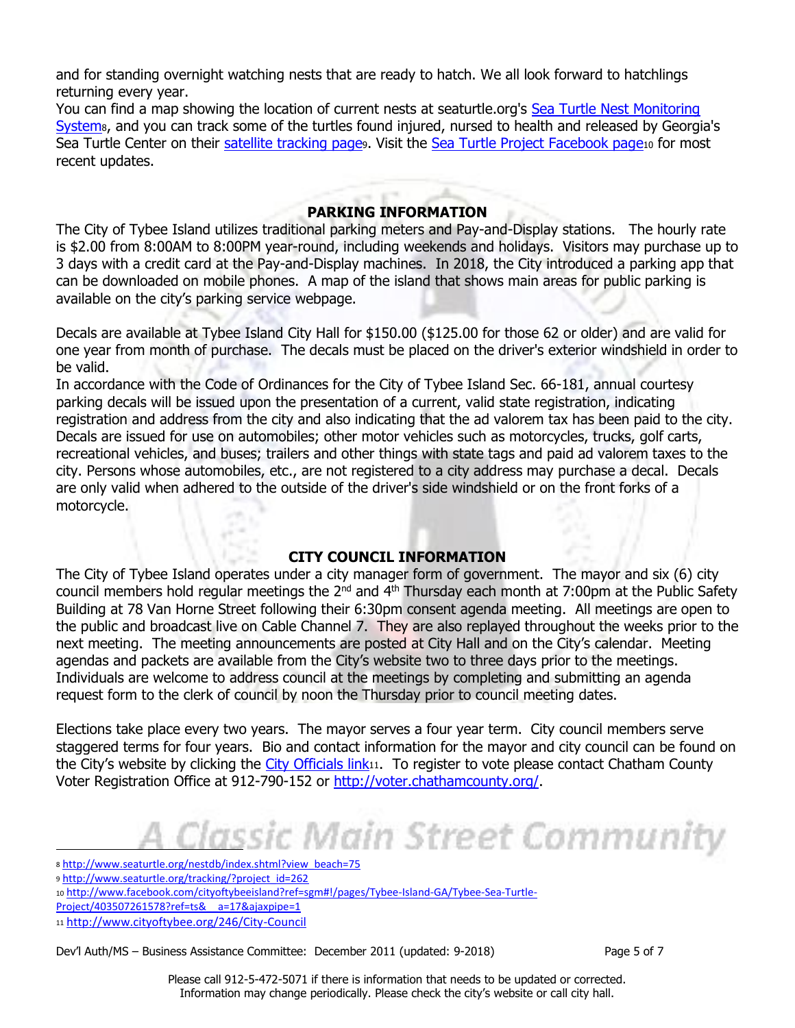and for standing overnight watching nests that are ready to hatch. We all look forward to hatchlings returning every year.

You can find a map showing the location of current nests at seaturtle.org's Sea Turtle Nest Monitoring System[8], and you can track some of the turtles found injured, nursed to health and released by Georgia's Sea Turtle Center on their satellite tracking page[9]. Visit the Sea Turtle Project Facebook page[10] for most recent updates.

## PARKING INFORMATION

The City of Tybee Island utilizes traditional parking meters and Pay-and-Display stations. The hourly rate is $2.00 from 8:00AM to 8:00PM year-round, including weekends and holidays. Visitors may purchase up to 3 days with a credit card at the Pay-and-Display machines. In 2018, the City introduced a parking app that can be downloaded on mobile phones. A map of the island that shows main areas for public parking is available on the city's parking service webpage.

Decals are available at Tybee Island City Hall for $150.00 ($125.00 for those 62 or older) and are valid for one year from month of purchase. The decals must be placed on the driver's exterior windshield in order to be valid.

In accordance with the Code of Ordinances for the City of Tybee Island Sec. 66-181, annual courtesy parking decals will be issued upon the presentation of a current, valid state registration, indicating registration and address from the city and also indicating that the ad valorem tax has been paid to the city. Decals are issued for use on automobiles; other motor vehicles such as motorcycles, trucks, golf carts, recreational vehicles, and buses; trailers and other things with state tags and paid ad valorem taxes to the city. Persons whose automobiles, etc., are not registered to a city address may purchase a decal. Decals are only valid when adhered to the outside of the driver's side windshield or on the front forks of a motorcycle.

## CITY COUNCIL INFORMATION

The City of Tybee Island operates under a city manager form of government. The mayor and six (6) city council members hold regular meetings the 2nd and 4th Thursday each month at 7:00pm at the Public Safety Building at 78 Van Horne Street following their 6:30pm consent agenda meeting. All meetings are open to the public and broadcast live on Cable Channel 7. They are also replayed throughout the weeks prior to the next meeting. The meeting announcements are posted at City Hall and on the City's calendar. Meeting agendas and packets are available from the City's website two to three days prior to the meetings. Individuals are welcome to address council at the meetings by completing and submitting an agenda request form to the clerk of council by noon the Thursday prior to council meeting dates.

Elections take place every two years. The mayor serves a four year term. City council members serve staggered terms for four years. Bio and contact information for the mayor and city council can be found on the City's website by clicking the City Officials link[11]. To register to vote please contact Chatham County Voter Registration Office at 912-790-152 or http://voter.chathamcounty.org/.

A Classic Main Street Community

---

[8] http://www.seaturtle.org/nestdb/index.shtml?view_beach=75

[9] http://www.seaturtle.org/tracking/?project_id=262

[10] http://www.facebook.com/cityoftybeeisland?ref=sgm#!/pages/Tybee-Island-GA/Tybee-Sea-Turtle-Project/403507261578?ref=ts&__a=17&ajaxpipe=1

[11] http://www.cityoftybee.org/246/City-Council

Dev'l Auth/MS – Business Assistance Committee: December 2011 (updated: 9-2018)

Please call 912-5-472-5071 if there is information that needs to be updated or corrected.
Information may change periodically. Please check the city's website or call city hall.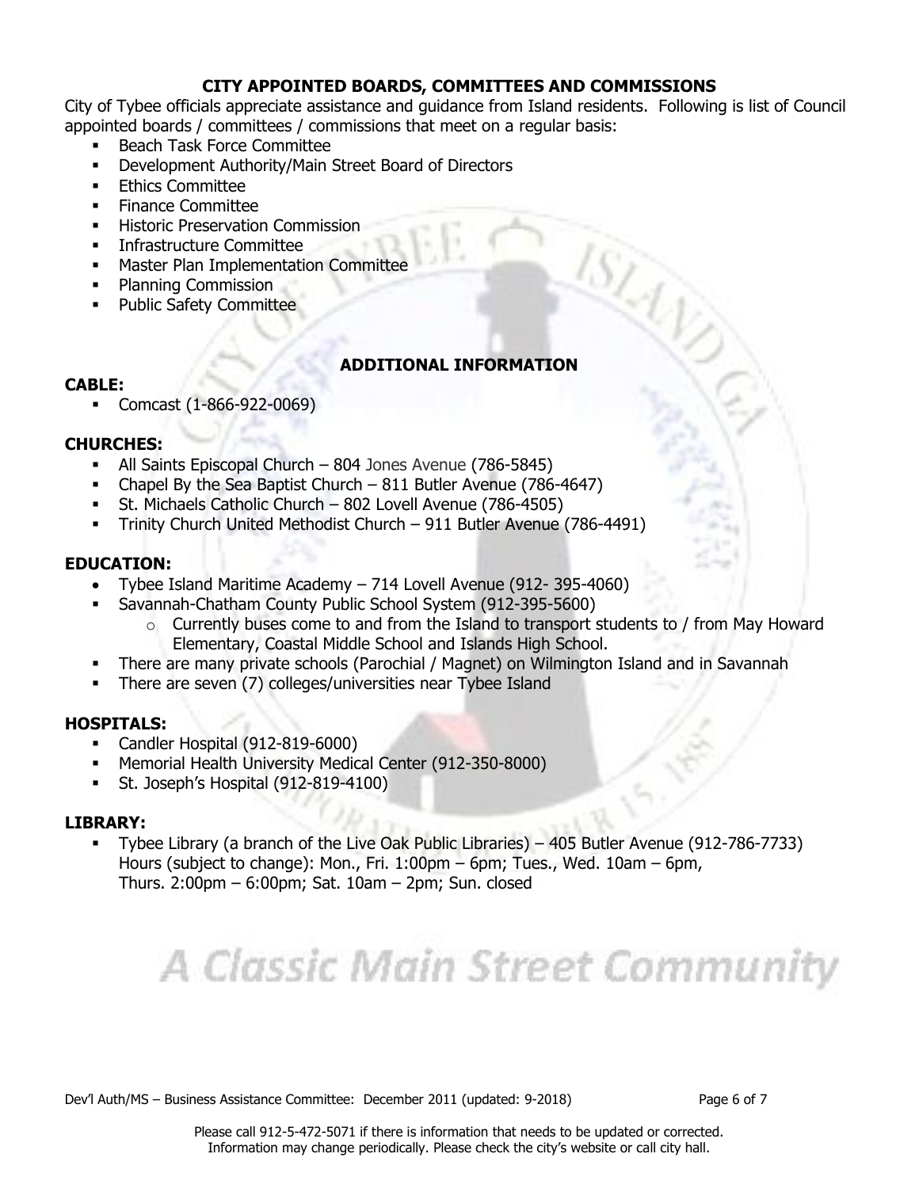## CITY APPOINTED BOARDS, COMMITTEES AND COMMISSIONS

City of Tybee officials appreciate assistance and guidance from Island residents. Following is list of Council appointed boards / committees / commissions that meet on a regular basis:

- Beach Task Force Committee
- Development Authority/Main Street Board of Directors
- Ethics Committee
- Finance Committee
- Historic Preservation Commission
- Infrastructure Committee
- Master Plan Implementation Committee
- Planning Commission
- Public Safety Committee

## ADDITIONAL INFORMATION

### CABLE:

- Comcast (1-866-922-0069)

### CHURCHES:

- All Saints Episcopal Church – 804 Jones Avenue (786-5845)
- Chapel By the Sea Baptist Church – 811 Butler Avenue (786-4647)
- St. Michaels Catholic Church – 802 Lovell Avenue (786-4505)
- Trinity Church United Methodist Church – 911 Butler Avenue (786-4491)

### EDUCATION:

- Tybee Island Maritime Academy – 714 Lovell Avenue (912- 395-4060)
- Savannah-Chatham County Public School System (912-395-5600)
  - Currently buses come to and from the Island to transport students to / from May Howard Elementary, Coastal Middle School and Islands High School.
- There are many private schools (Parochial / Magnet) on Wilmington Island and in Savannah
- There are seven (7) colleges/universities near Tybee Island

### HOSPITALS:

- Candler Hospital (912-819-6000)
- Memorial Health University Medical Center (912-350-8000)
- St. Joseph's Hospital (912-819-4100)

### LIBRARY:

- Tybee Library (a branch of the Live Oak Public Libraries) – 405 Butler Avenue (912-786-7733)
  Hours (subject to change): Mon., Fri. 1:00pm – 6pm; Tues., Wed. 10am – 6pm,
  Thurs. 2:00pm – 6:00pm; Sat. 10am – 2pm; Sun. closed

*A Classic Main Street Community*

Dev'l Auth/MS – Business Assistance Committee: December 2011 (updated: 9-2018)

Please call 912-5-472-5071 if there is information that needs to be updated or corrected.
Information may change periodically. Please check the city's website or call city hall.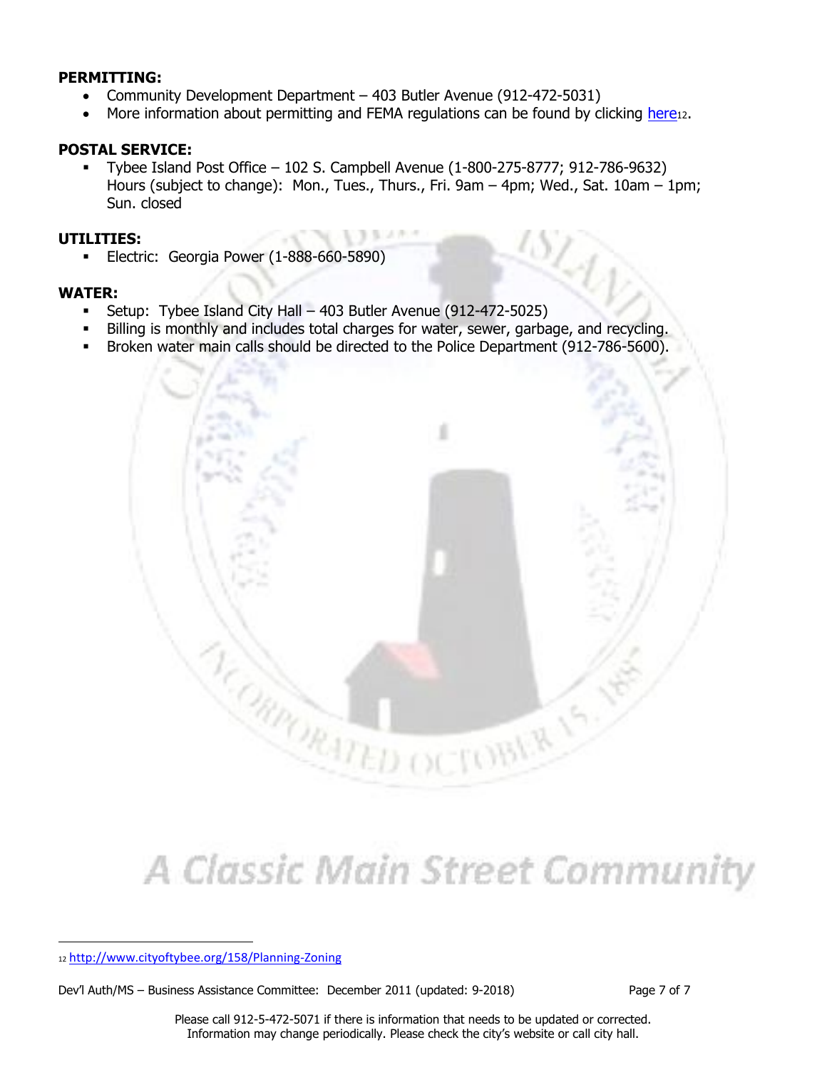**PERMITTING:**

- Community Development Department – 403 Butler Avenue (912-472-5031)
- More information about permitting and FEMA regulations can be found by clicking here[12].

**POSTAL SERVICE:**

- Tybee Island Post Office – 102 S. Campbell Avenue (1-800-275-8777; 912-786-9632) Hours (subject to change): Mon., Tues., Thurs., Fri. 9am – 4pm; Wed., Sat. 10am – 1pm; Sun. closed

**UTILITIES:**

- Electric: Georgia Power (1-888-660-5890)

**WATER:**

- Setup: Tybee Island City Hall – 403 Butler Avenue (912-472-5025)
- Billing is monthly and includes total charges for water, sewer, garbage, and recycling.
- Broken water main calls should be directed to the Police Department (912-786-5600).

A Classic Main Street Community

[12] http://www.cityoftybee.org/158/Planning-Zoning

Dev'l Auth/MS – Business Assistance Committee: December 2011 (updated: 9-2018)

Please call 912-5-472-5071 if there is information that needs to be updated or corrected. Information may change periodically. Please check the city's website or call city hall.